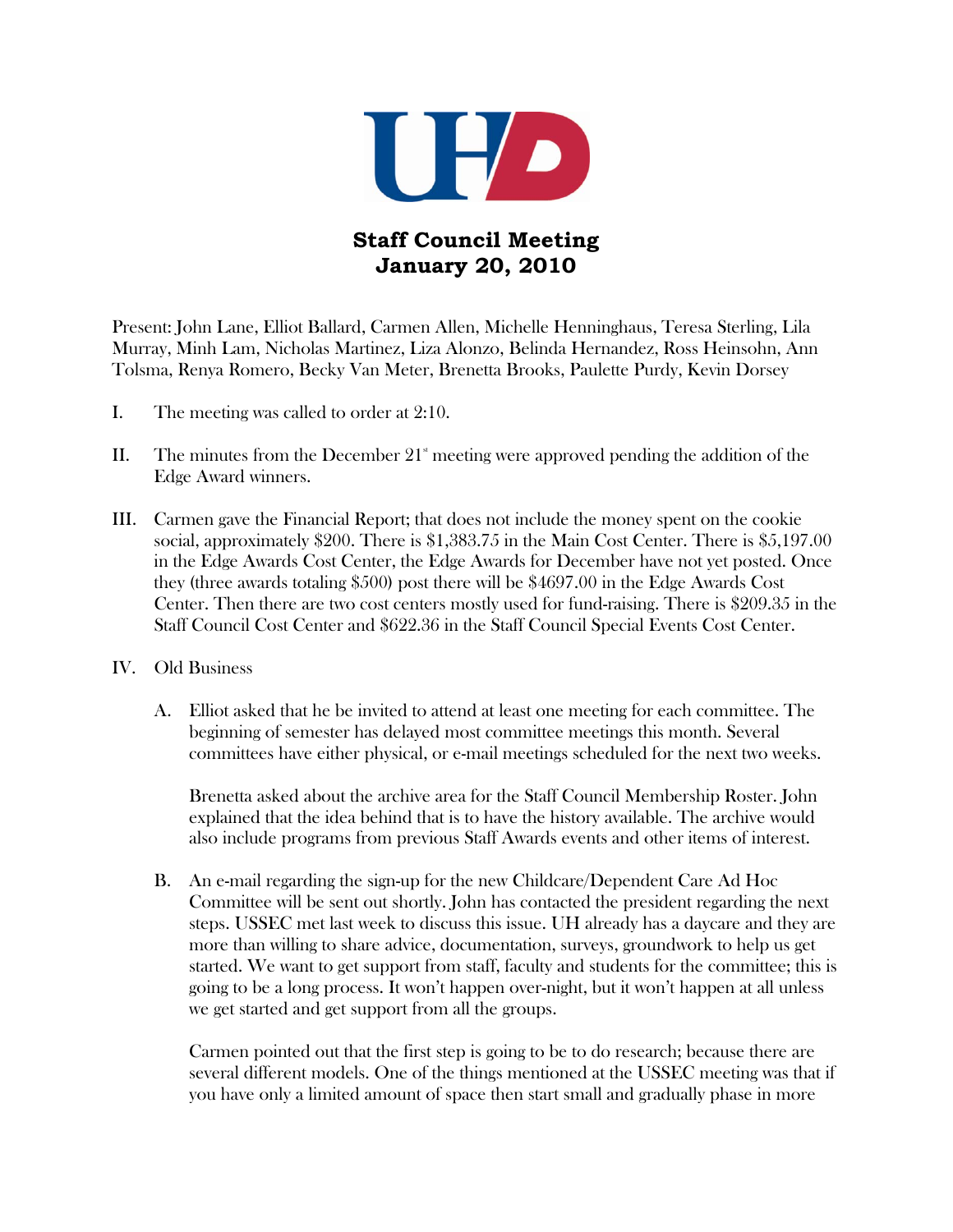# Staff Council Meeting
## January 20, 2010

Present: John Lane, Elliot Ballard, Carmen Allen, Michelle Henninghaus, Teresa Sterling, Lila Murray, Minh Lam, Nicholas Martinez, Liza Alonzo, Belinda Hernandez, Ross Heinsohn, Ann Tolsma, Renya Romero, Becky Van Meter, Brenetta Brooks, Paulette Purdy, Kevin Dorsey

I. The meeting was called to order at 2:10.

II. The minutes from the December 21st meeting were approved pending the addition of the Edge Award winners.

III. Carmen gave the Financial Report; that does not include the money spent on the cookie social, approximately $200. There is $1,383.75 in the Main Cost Center. There is $5,197.00 in the Edge Awards Cost Center, the Edge Awards for December have not yet posted. Once they (three awards totaling $500) post there will be $4697.00 in the Edge Awards Cost Center. Then there are two cost centers mostly used for fund-raising. There is $209.35 in the Staff Council Cost Center and $622.36 in the Staff Council Special Events Cost Center.

IV. Old Business

A. Elliot asked that he be invited to attend at least one meeting for each committee. The beginning of semester has delayed most committee meetings this month. Several committees have either physical, or e-mail meetings scheduled for the next two weeks.

Brenetta asked about the archive area for the Staff Council Membership Roster. John explained that the idea behind that is to have the history available. The archive would also include programs from previous Staff Awards events and other items of interest.

B. An e-mail regarding the sign-up for the new Childcare/Dependent Care Ad Hoc Committee will be sent out shortly. John has contacted the president regarding the next steps. USSEC met last week to discuss this issue. UH already has a daycare and they are more than willing to share advice, documentation, surveys, groundwork to help us get started. We want to get support from staff, faculty and students for the committee; this is going to be a long process. It won't happen over-night, but it won't happen at all unless we get started and get support from all the groups.

Carmen pointed out that the first step is going to be to do research; because there are several different models. One of the things mentioned at the USSEC meeting was that if you have only a limited amount of space then start small and gradually phase in more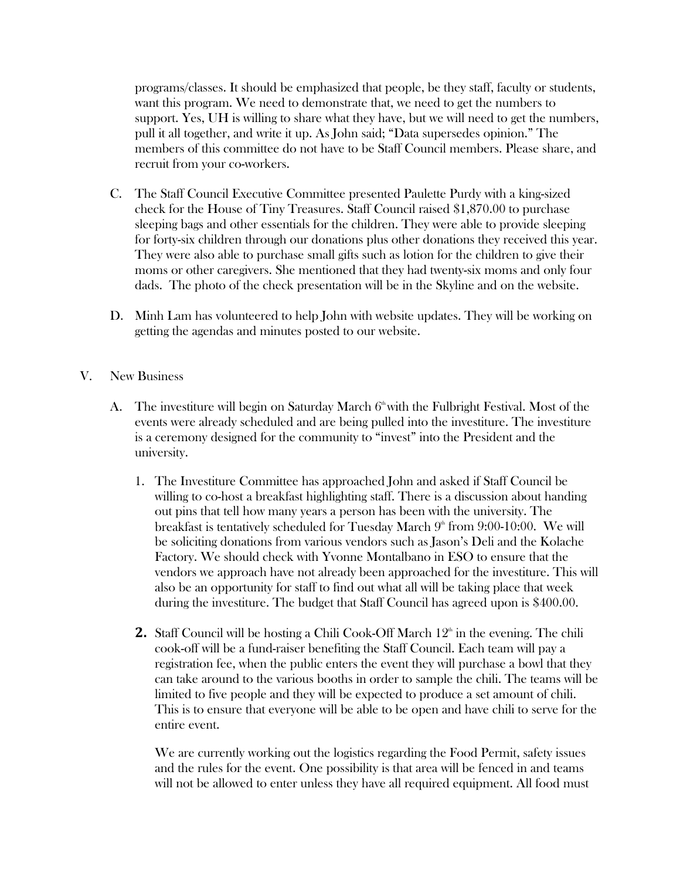programs/classes. It should be emphasized that people, be they staff, faculty or students, want this program. We need to demonstrate that, we need to get the numbers to support. Yes, UH is willing to share what they have, but we will need to get the numbers, pull it all together, and write it up. As John said; "Data supersedes opinion." The members of this committee do not have to be Staff Council members. Please share, and recruit from your co-workers.

C. The Staff Council Executive Committee presented Paulette Purdy with a king-sized check for the House of Tiny Treasures. Staff Council raised $1,870.00 to purchase sleeping bags and other essentials for the children. They were able to provide sleeping for forty-six children through our donations plus other donations they received this year. They were also able to purchase small gifts such as lotion for the children to give their moms or other caregivers. She mentioned that they had twenty-six moms and only four dads. The photo of the check presentation will be in the Skyline and on the website.

D. Minh Lam has volunteered to help John with website updates. They will be working on getting the agendas and minutes posted to our website.

V. New Business

A. The investiture will begin on Saturday March 6th with the Fulbright Festival. Most of the events were already scheduled and are being pulled into the investiture. The investiture is a ceremony designed for the community to "invest" into the President and the university.

1. The Investiture Committee has approached John and asked if Staff Council be willing to co-host a breakfast highlighting staff. There is a discussion about handing out pins that tell how many years a person has been with the university. The breakfast is tentatively scheduled for Tuesday March 9th from 9:00-10:00. We will be soliciting donations from various vendors such as Jason's Deli and the Kolache Factory. We should check with Yvonne Montalbano in ESO to ensure that the vendors we approach have not already been approached for the investiture. This will also be an opportunity for staff to find out what all will be taking place that week during the investiture. The budget that Staff Council has agreed upon is $400.00.

2. Staff Council will be hosting a Chili Cook-Off March 12th in the evening. The chili cook-off will be a fund-raiser benefiting the Staff Council. Each team will pay a registration fee, when the public enters the event they will purchase a bowl that they can take around to the various booths in order to sample the chili. The teams will be limited to five people and they will be expected to produce a set amount of chili. This is to ensure that everyone will be able to be open and have chili to serve for the entire event.

   We are currently working out the logistics regarding the Food Permit, safety issues and the rules for the event. One possibility is that area will be fenced in and teams will not be allowed to enter unless they have all required equipment. All food must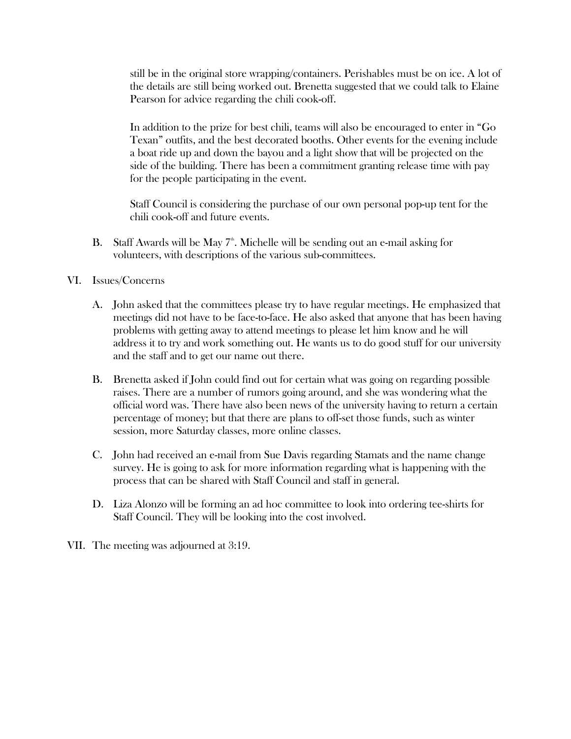still be in the original store wrapping/containers. Perishables must be on ice. A lot of the details are still being worked out. Brenetta suggested that we could talk to Elaine Pearson for advice regarding the chili cook-off.

In addition to the prize for best chili, teams will also be encouraged to enter in "Go Texan" outfits, and the best decorated booths. Other events for the evening include a boat ride up and down the bayou and a light show that will be projected on the side of the building. There has been a commitment granting release time with pay for the people participating in the event.

Staff Council is considering the purchase of our own personal pop-up tent for the chili cook-off and future events.

B. Staff Awards will be May 7th. Michelle will be sending out an e-mail asking for volunteers, with descriptions of the various sub-committees.

VI. Issues/Concerns

A. John asked that the committees please try to have regular meetings. He emphasized that meetings did not have to be face-to-face. He also asked that anyone that has been having problems with getting away to attend meetings to please let him know and he will address it to try and work something out. He wants us to do good stuff for our university and the staff and to get our name out there.

B. Brenetta asked if John could find out for certain what was going on regarding possible raises. There are a number of rumors going around, and she was wondering what the official word was. There have also been news of the university having to return a certain percentage of money; but that there are plans to off-set those funds, such as winter session, more Saturday classes, more online classes.

C. John had received an e-mail from Sue Davis regarding Stamats and the name change survey. He is going to ask for more information regarding what is happening with the process that can be shared with Staff Council and staff in general.

D. Liza Alonzo will be forming an ad hoc committee to look into ordering tee-shirts for Staff Council. They will be looking into the cost involved.

VII. The meeting was adjourned at 3:19.